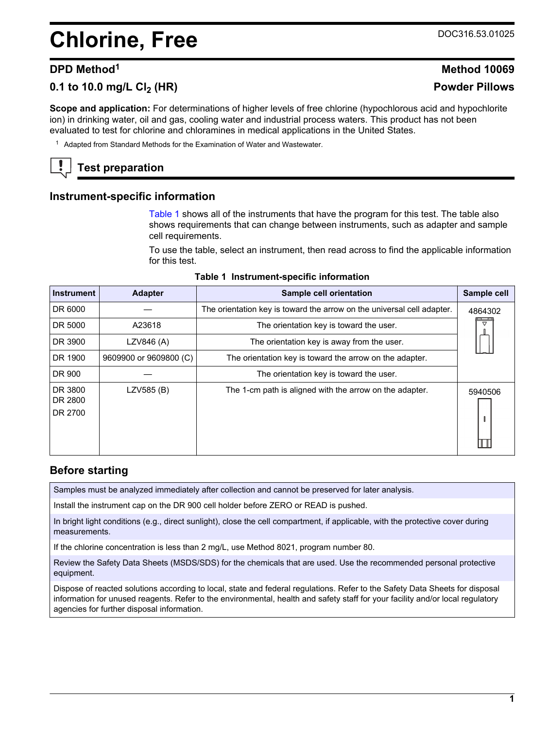# Chlorine, Free

DOC316.53.01025

## DPD Method[1]

## Method 10069

## 0.1 to 10.0 mg/L $Cl_2$ (HR)

## Powder Pillows

**Scope and application:** For determinations of higher levels of free chlorine (hypochlorous acid and hypochlorite ion) in drinking water, oil and gas, cooling water and industrial process waters. This product has not been evaluated to test for chlorine and chloramines in medical applications in the United States.

[1] Adapted from Standard Methods for the Examination of Water and Wastewater.

## Test preparation

### Instrument-specific information

Table 1 shows all of the instruments that have the program for this test. The table also shows requirements that can change between instruments, such as adapter and sample cell requirements.

To use the table, select an instrument, then read across to find the applicable information for this test.

**Table 1 Instrument-specific information**

| Instrument | Adapter | Sample cell orientation | Sample cell |
| --- | --- | --- | --- |
| DR 6000 | — | The orientation key is toward the arrow on the universal cell adapter. | 4864302 |
| DR 5000 | A23618 | The orientation key is toward the user. | |
| DR 3900 | LZV846 (A) | The orientation key is away from the user. | |
| DR 1900 | 9609900 or 9609800 (C) | The orientation key is toward the arrow on the adapter. | |
| DR 900 | — | The orientation key is toward the user. | |
| DR 3800<br>DR 2800<br>DR 2700 | LZV585 (B) | The 1-cm path is aligned with the arrow on the adapter. | 5940506 |

### Before starting

Samples must be analyzed immediately after collection and cannot be preserved for later analysis.

Install the instrument cap on the DR 900 cell holder before ZERO or READ is pushed.

In bright light conditions (e.g., direct sunlight), close the cell compartment, if applicable, with the protective cover during measurements.

If the chlorine concentration is less than 2 mg/L, use Method 8021, program number 80.

Review the Safety Data Sheets (MSDS/SDS) for the chemicals that are used. Use the recommended personal protective equipment.

Dispose of reacted solutions according to local, state and federal regulations. Refer to the Safety Data Sheets for disposal information for unused reagents. Refer to the environmental, health and safety staff for your facility and/or local regulatory agencies for further disposal information.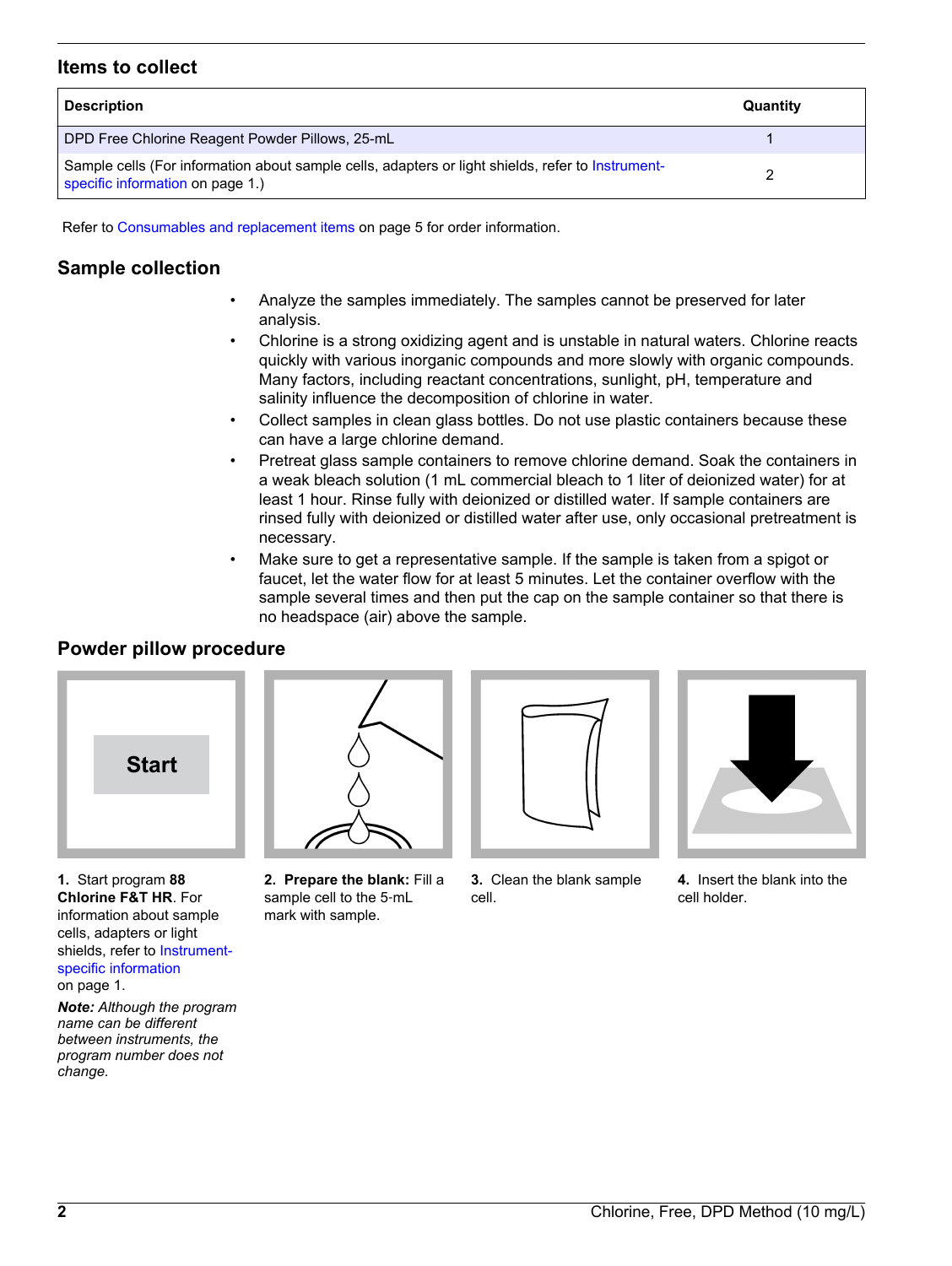## Items to collect

| Description | Quantity |
|---|---|
| DPD Free Chlorine Reagent Powder Pillows, 25-mL | 1 |
| Sample cells (For information about sample cells, adapters or light shields, refer to Instrument-specific information on page 1.) | 2 |

Refer to Consumables and replacement items on page 5 for order information.

## Sample collection

- Analyze the samples immediately. The samples cannot be preserved for later analysis.
- Chlorine is a strong oxidizing agent and is unstable in natural waters. Chlorine reacts quickly with various inorganic compounds and more slowly with organic compounds. Many factors, including reactant concentrations, sunlight, pH, temperature and salinity influence the decomposition of chlorine in water.
- Collect samples in clean glass bottles. Do not use plastic containers because these can have a large chlorine demand.
- Pretreat glass sample containers to remove chlorine demand. Soak the containers in a weak bleach solution (1 mL commercial bleach to 1 liter of deionized water) for at least 1 hour. Rinse fully with deionized or distilled water. If sample containers are rinsed fully with deionized or distilled water after use, only occasional pretreatment is necessary.
- Make sure to get a representative sample. If the sample is taken from a spigot or faucet, let the water flow for at least 5 minutes. Let the container overflow with the sample several times and then put the cap on the sample container so that there is no headspace (air) above the sample.

## Powder pillow procedure

**1.** Start program **88 Chlorine F&T HR**. For information about sample cells, adapters or light shields, refer to Instrument-specific information on page 1.

***Note:*** *Although the program name can be different between instruments, the program number does not change.*

**2. Prepare the blank:** Fill a sample cell to the 5-mL mark with sample.

**3.** Clean the blank sample cell.

**4.** Insert the blank into the cell holder.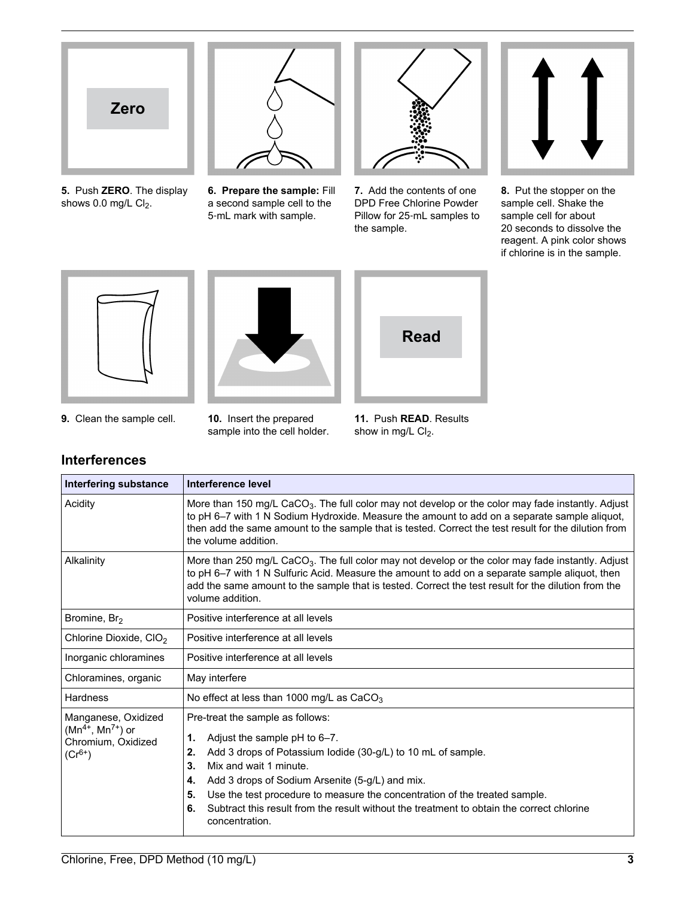Zero

**5.** Push **ZERO**. The display shows 0.0 mg/L $Cl_2$.

**6. Prepare the sample:** Fill a second sample cell to the 5-mL mark with sample.

**7.** Add the contents of one DPD Free Chlorine Powder Pillow for 25-mL samples to the sample.

**8.** Put the stopper on the sample cell. Shake the sample cell for about 20 seconds to dissolve the reagent. A pink color shows if chlorine is in the sample.

**9.** Clean the sample cell.

**10.** Insert the prepared sample into the cell holder.

Read

**11.** Push **READ**. Results show in mg/L $Cl_2$.

## Interferences

| Interfering substance | Interference level |
|---|---|
| Acidity | More than 150 mg/L $CaCO_3$. The full color may not develop or the color may fade instantly. Adjust to pH 6–7 with 1 N Sodium Hydroxide. Measure the amount to add on a separate sample aliquot, then add the same amount to the sample that is tested. Correct the test result for the dilution from the volume addition. |
| Alkalinity | More than 250 mg/L $CaCO_3$. The full color may not develop or the color may fade instantly. Adjust to pH 6–7 with 1 N Sulfuric Acid. Measure the amount to add on a separate sample aliquot, then add the same amount to the sample that is tested. Correct the test result for the dilution from the volume addition. |
| Bromine, $Br_2$ | Positive interference at all levels |
| Chlorine Dioxide, $ClO_2$ | Positive interference at all levels |
| Inorganic chloramines | Positive interference at all levels |
| Chloramines, organic | May interfere |
| Hardness | No effect at less than 1000 mg/L as $CaCO_3$ |
| Manganese, Oxidized ($Mn^{4+}$, $Mn^{7+}$) or Chromium, Oxidized ($Cr^{6+}$) | Pre-treat the sample as follows: 1. Adjust the sample pH to 6–7. 2. Add 3 drops of Potassium Iodide (30-g/L) to 10 mL of sample. 3. Mix and wait 1 minute. 4. Add 3 drops of Sodium Arsenite (5-g/L) and mix. 5. Use the test procedure to measure the concentration of the treated sample. 6. Subtract this result from the result without the treatment to obtain the correct chlorine concentration. |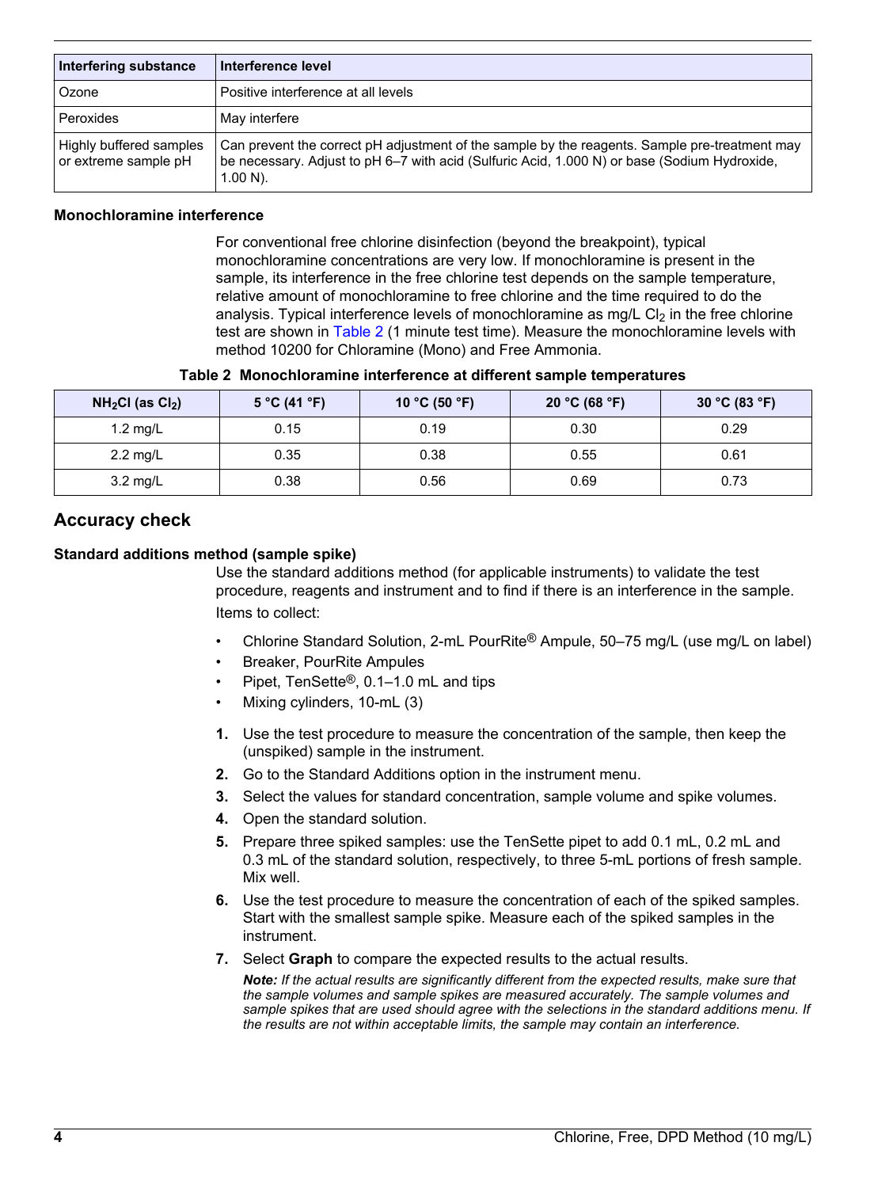| Interfering substance | Interference level |
| --- | --- |
| Ozone | Positive interference at all levels |
| Peroxides | May interfere |
| Highly buffered samples or extreme sample pH | Can prevent the correct pH adjustment of the sample by the reagents. Sample pre-treatment may be necessary. Adjust to pH 6–7 with acid (Sulfuric Acid, 1.000 N) or base (Sodium Hydroxide, 1.00 N). |

#### Monochloramine interference

For conventional free chlorine disinfection (beyond the breakpoint), typical monochloramine concentrations are very low. If monochloramine is present in the sample, its interference in the free chlorine test depends on the sample temperature, relative amount of monochloramine to free chlorine and the time required to do the analysis. Typical interference levels of monochloramine as mg/L $Cl_2$ in the free chlorine test are shown in Table 2 (1 minute test time). Measure the monochloramine levels with method 10200 for Chloramine (Mono) and Free Ammonia.

**Table 2 Monochloramine interference at different sample temperatures**

| $NH_2Cl$ (as $Cl_2$) | 5 °C (41 °F) | 10 °C (50 °F) | 20 °C (68 °F) | 30 °C (83 °F) |
| --- | --- | --- | --- | --- |
| 1.2 mg/L | 0.15 | 0.19 | 0.30 | 0.29 |
| 2.2 mg/L | 0.35 | 0.38 | 0.55 | 0.61 |
| 3.2 mg/L | 0.38 | 0.56 | 0.69 | 0.73 |

## Accuracy check

#### Standard additions method (sample spike)

Use the standard additions method (for applicable instruments) to validate the test procedure, reagents and instrument and to find if there is an interference in the sample.

Items to collect:

- Chlorine Standard Solution, 2-mL PourRite® Ampule, 50–75 mg/L (use mg/L on label)
- Breaker, PourRite Ampules
- Pipet, TenSette®, 0.1–1.0 mL and tips
- Mixing cylinders, 10-mL (3)

1. Use the test procedure to measure the concentration of the sample, then keep the (unspiked) sample in the instrument.
2. Go to the Standard Additions option in the instrument menu.
3. Select the values for standard concentration, sample volume and spike volumes.
4. Open the standard solution.
5. Prepare three spiked samples: use the TenSette pipet to add 0.1 mL, 0.2 mL and 0.3 mL of the standard solution, respectively, to three 5-mL portions of fresh sample. Mix well.
6. Use the test procedure to measure the concentration of each of the spiked samples. Start with the smallest sample spike. Measure each of the spiked samples in the instrument.
7. Select **Graph** to compare the expected results to the actual results.

   ***Note:** If the actual results are significantly different from the expected results, make sure that the sample volumes and sample spikes are measured accurately. The sample volumes and sample spikes that are used should agree with the selections in the standard additions menu. If the results are not within acceptable limits, the sample may contain an interference.*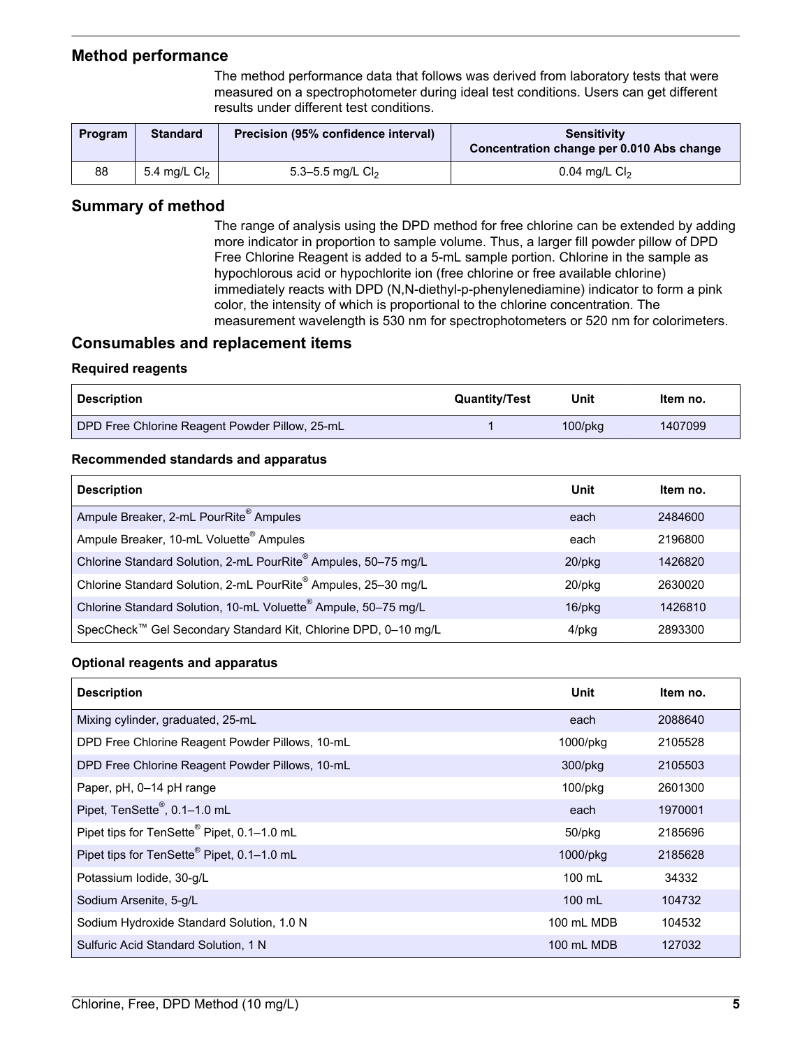## Method performance

The method performance data that follows was derived from laboratory tests that were measured on a spectrophotometer during ideal test conditions. Users can get different results under different test conditions.

| Program | Standard | Precision (95% confidence interval) | Sensitivity Concentration change per 0.010 Abs change |
|---|---|---|---|
| 88 | 5.4 mg/L $Cl_2$ | 5.3–5.5 mg/L $Cl_2$ | 0.04 mg/L $Cl_2$ |

## Summary of method

The range of analysis using the DPD method for free chlorine can be extended by adding more indicator in proportion to sample volume. Thus, a larger fill powder pillow of DPD Free Chlorine Reagent is added to a 5-mL sample portion. Chlorine in the sample as hypochlorous acid or hypochlorite ion (free chlorine or free available chlorine) immediately reacts with DPD (N,N-diethyl-p-phenylenediamine) indicator to form a pink color, the intensity of which is proportional to the chlorine concentration. The measurement wavelength is 530 nm for spectrophotometers or 520 nm for colorimeters.

## Consumables and replacement items

### Required reagents

| Description | Quantity/Test | Unit | Item no. |
|---|---|---|---|
| DPD Free Chlorine Reagent Powder Pillow, 25-mL | 1 | 100/pkg | 1407099 |

### Recommended standards and apparatus

| Description | Unit | Item no. |
|---|---|---|
| Ampule Breaker, 2-mL PourRite® Ampules | each | 2484600 |
| Ampule Breaker, 10-mL Voluette® Ampules | each | 2196800 |
| Chlorine Standard Solution, 2-mL PourRite® Ampules, 50–75 mg/L | 20/pkg | 1426820 |
| Chlorine Standard Solution, 2-mL PourRite® Ampules, 25–30 mg/L | 20/pkg | 2630020 |
| Chlorine Standard Solution, 10-mL Voluette® Ampule, 50–75 mg/L | 16/pkg | 1426810 |
| SpecCheck™ Gel Secondary Standard Kit, Chlorine DPD, 0–10 mg/L | 4/pkg | 2893300 |

### Optional reagents and apparatus

| Description | Unit | Item no. |
|---|---|---|
| Mixing cylinder, graduated, 25-mL | each | 2088640 |
| DPD Free Chlorine Reagent Powder Pillows, 10-mL | 1000/pkg | 2105528 |
| DPD Free Chlorine Reagent Powder Pillows, 10-mL | 300/pkg | 2105503 |
| Paper, pH, 0–14 pH range | 100/pkg | 2601300 |
| Pipet, TenSette®, 0.1–1.0 mL | each | 1970001 |
| Pipet tips for TenSette® Pipet, 0.1–1.0 mL | 50/pkg | 2185696 |
| Pipet tips for TenSette® Pipet, 0.1–1.0 mL | 1000/pkg | 2185628 |
| Potassium Iodide, 30-g/L | 100 mL | 34332 |
| Sodium Arsenite, 5-g/L | 100 mL | 104732 |
| Sodium Hydroxide Standard Solution, 1.0 N | 100 mL MDB | 104532 |
| Sulfuric Acid Standard Solution, 1 N | 100 mL MDB | 127032 |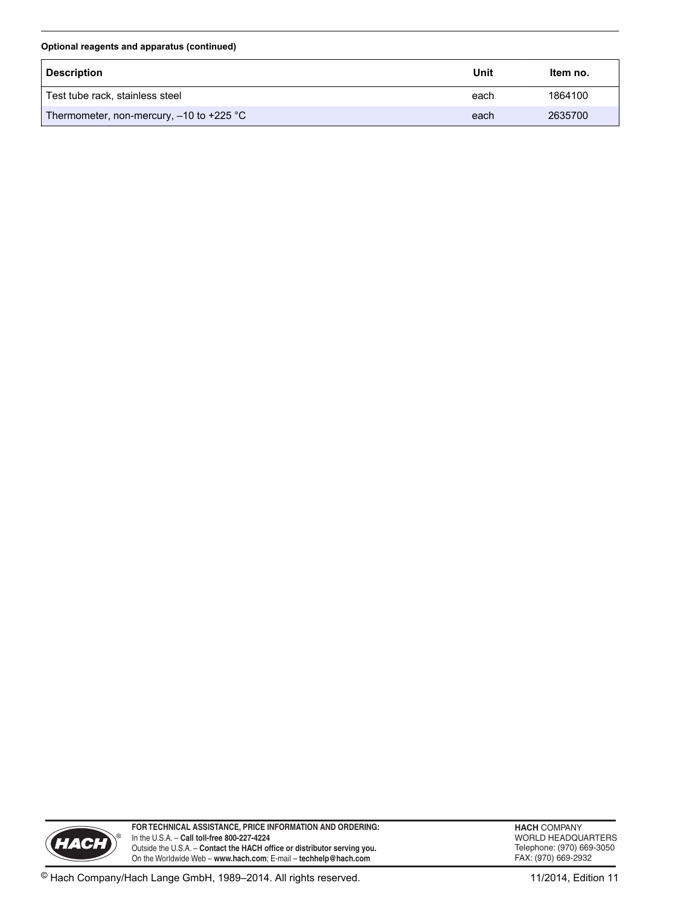**Optional reagents and apparatus (continued)**

| Description | Unit | Item no. |
|---|---|---|
| Test tube rack, stainless steel | each | 1864100 |
| Thermometer, non-mercury, –10 to +225 °C | each | 2635700 |

**FOR TECHNICAL ASSISTANCE, PRICE INFORMATION AND ORDERING:**
In the U.S.A. – **Call toll-free 800-227-4224**
Outside the U.S.A. – **Contact the HACH office or distributor serving you.**
On the Worldwide Web – **www.hach.com**; E-mail – **techhelp@hach.com**

**HACH** COMPANY
WORLD HEADQUARTERS
Telephone: (970) 669-3050
FAX: (970) 669-2932

© Hach Company/Hach Lange GmbH, 1989–2014. All rights reserved.

11/2014, Edition 11